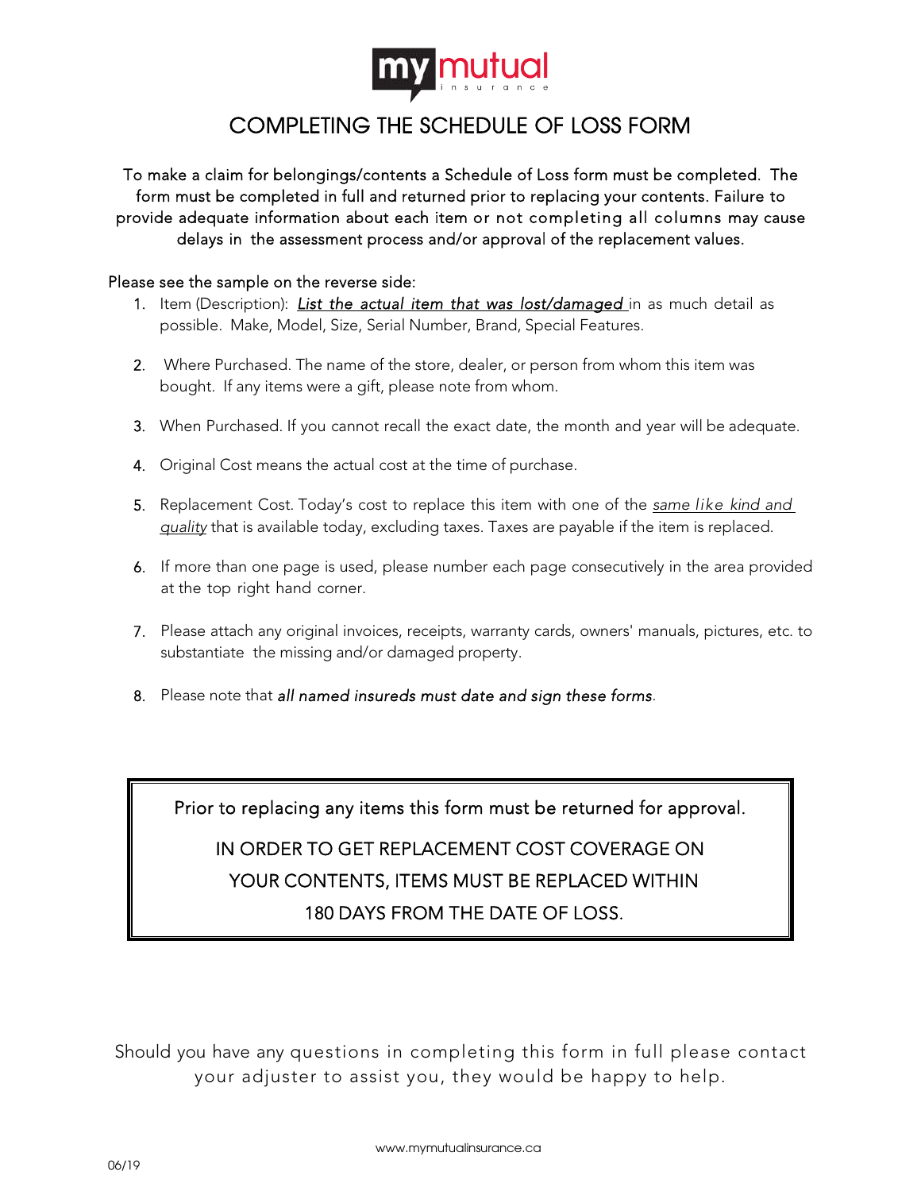my mutual insurance

# COMPLETING THE SCHEDULE OF LOSS FORM

To make a claim for belongings/contents a Schedule of Loss form must be completed. The form must be completed in full and returned prior to replacing your contents. Failure to provide adequate information about each item or not completing all columns may cause delays in the assessment process and/or approval of the replacement values.

Please see the sample on the reverse side:

1. Item (Description): ***List the actual item that was lost/damaged*** in as much detail as possible. Make, Model, Size, Serial Number, Brand, Special Features.
2. Where Purchased. The name of the store, dealer, or person from whom this item was bought. If any items were a gift, please note from whom.
3. When Purchased. If you cannot recall the exact date, the month and year will be adequate.
4. Original Cost means the actual cost at the time of purchase.
5. Replacement Cost. Today's cost to replace this item with one of the *same like kind and quality* that is available today, excluding taxes. Taxes are payable if the item is replaced.
6. If more than one page is used, please number each page consecutively in the area provided at the top right hand corner.
7. Please attach any original invoices, receipts, warranty cards, owners' manuals, pictures, etc. to substantiate the missing and/or damaged property.
8. Please note that *all named insureds must date and sign these forms*.

> Prior to replacing any items this form must be returned for approval.
>
> IN ORDER TO GET REPLACEMENT COST COVERAGE ON YOUR CONTENTS, ITEMS MUST BE REPLACED WITHIN 180 DAYS FROM THE DATE OF LOSS.

Should you have any questions in completing this form in full please contact your adjuster to assist you, they would be happy to help.

www.mymutualinsurance.ca

06/19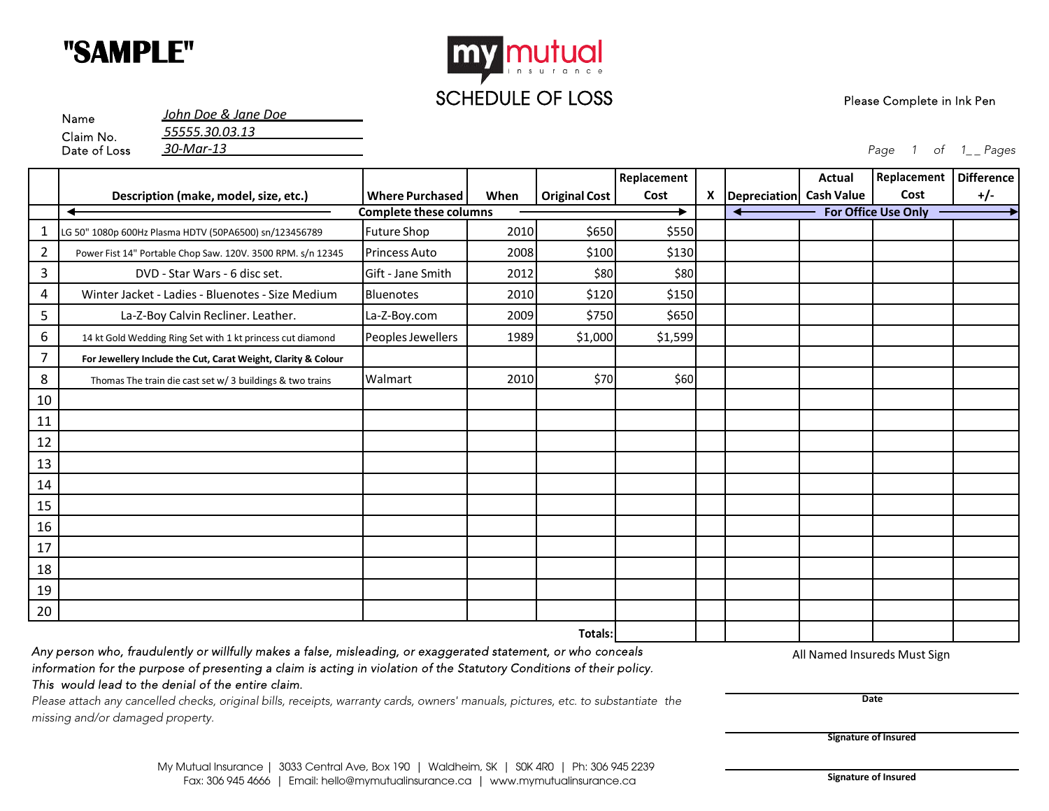# "SAMPLE"

**my mutual** insurance

## SCHEDULE OF LOSS

Please Complete in Ink Pen

Name: *John Doe & Jane Doe*
Claim No.: *55555.30.03.13*
Date of Loss: *30-Mar-13*

*Page 1 of 1_ _ Pages*

| | Description (make, model, size, etc.) | Where Purchased | When | Original Cost | Replacement Cost | X | Depreciation | Actual Cash Value | Replacement Cost | Difference +/- |
|---|---|---|---|---|---|---|---|---|---|---|
| | ← Complete these columns → | | | | | | ← For Office Use Only → | | | |
| 1 | LG 50" 1080p 600Hz Plasma HDTV (50PA6500) sn/123456789 | Future Shop | 2010 | $650 | $550 | | | | | |
| 2 | Power Fist 14" Portable Chop Saw. 120V. 3500 RPM. s/n 12345 | Princess Auto | 2008 | $100 | $130 | | | | | |
| 3 | DVD - Star Wars - 6 disc set. | Gift - Jane Smith | 2012 | $80 | $80 | | | | | |
| 4 | Winter Jacket - Ladies - Bluenotes - Size Medium | Bluenotes | 2010 | $120 | $150 | | | | | |
| 5 | La-Z-Boy Calvin Recliner. Leather. | La-Z-Boy.com | 2009 | $750 | $650 | | | | | |
| 6 | 14 kt Gold Wedding Ring Set with 1 kt princess cut diamond | Peoples Jewellers | 1989 | $1,000 | $1,599 | | | | | |
| 7 | **For Jewellery Include the Cut, Carat Weight, Clarity & Colour** | | | | | | | | | |
| 8 | Thomas The train die cast set w/ 3 buildings & two trains | Walmart | 2010 | $70 | $60 | | | | | |
| 10 | | | | | | | | | | |
| 11 | | | | | | | | | | |
| 12 | | | | | | | | | | |
| 13 | | | | | | | | | | |
| 14 | | | | | | | | | | |
| 15 | | | | | | | | | | |
| 16 | | | | | | | | | | |
| 17 | | | | | | | | | | |
| 18 | | | | | | | | | | |
| 19 | | | | | | | | | | |
| 20 | | | | | | | | | | |
| | | | | **Totals:** | | | | | | |

*Any person who, fraudulently or willfully makes a false, misleading, or exaggerated statement, or who conceals information for the purpose of presenting a claim is acting in violation of the Statutory Conditions of their policy. This would lead to the denial of the entire claim.*

*Please attach any cancelled checks, original bills, receipts, warranty cards, owners' manuals, pictures, etc. to substantiate the missing and/or damaged property.*

All Named Insureds Must Sign

**Date**

**Signature of Insured**

**Signature of Insured**

My Mutual Insurance | 3033 Central Ave, Box 190 | Waldheim, SK | S0K 4R0 | Ph: 306 945 2239
Fax: 306 945 4666 | Email: hello@mymutualinsurance.ca | www.mymutualinsurance.ca